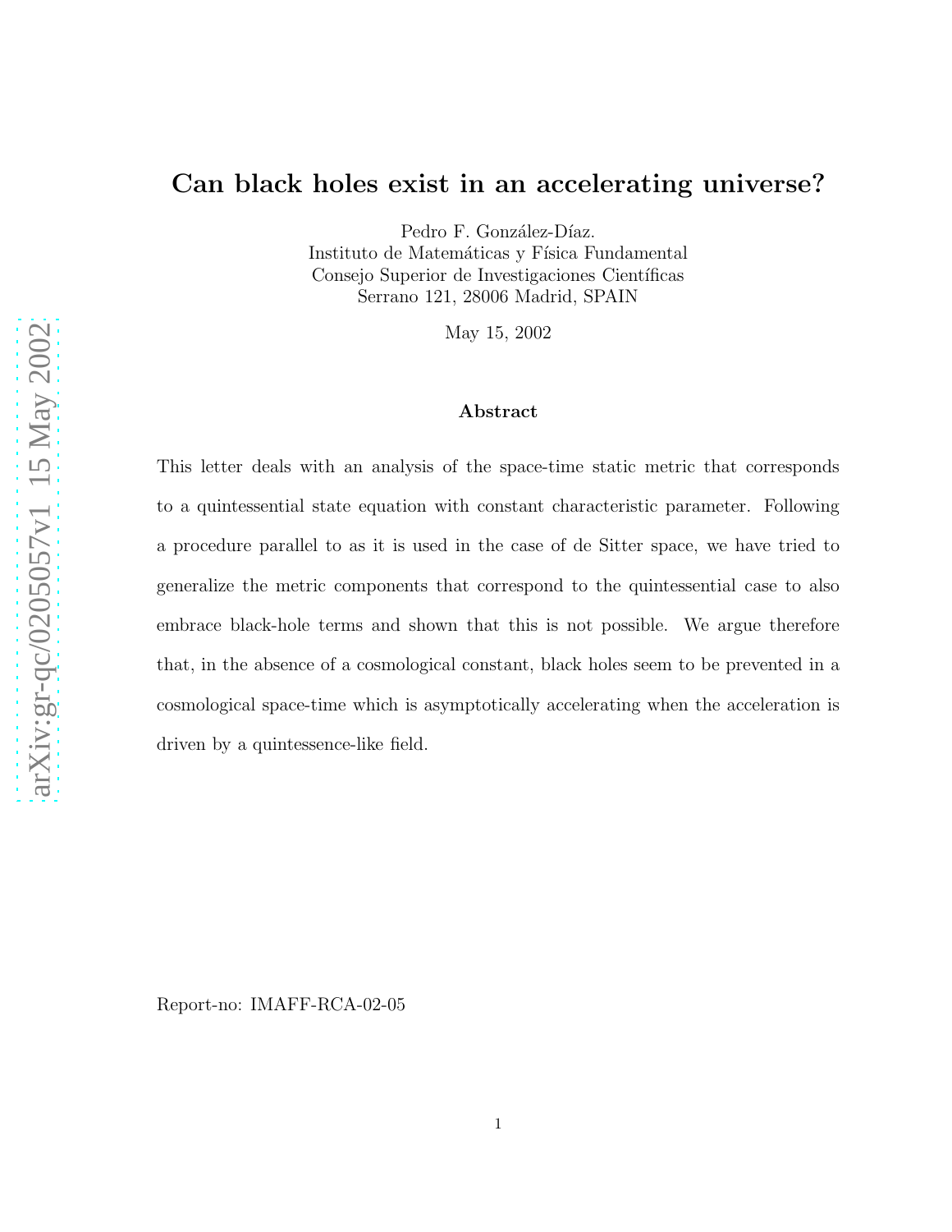# Can black holes exist in an accelerating universe?

Pedro F. González-Díaz.
Instituto de Matemáticas y Física Fundamental
Consejo Superior de Investigaciones Científicas
Serrano 121, 28006 Madrid, SPAIN

May 15, 2002

### Abstract

This letter deals with an analysis of the space-time static metric that corresponds to a quintessential state equation with constant characteristic parameter. Following a procedure parallel to as it is used in the case of de Sitter space, we have tried to generalize the metric components that correspond to the quintessential case to also embrace black-hole terms and shown that this is not possible. We argue therefore that, in the absence of a cosmological constant, black holes seem to be prevented in a cosmological space-time which is asymptotically accelerating when the acceleration is driven by a quintessence-like field.

Report-no: IMAFF-RCA-02-05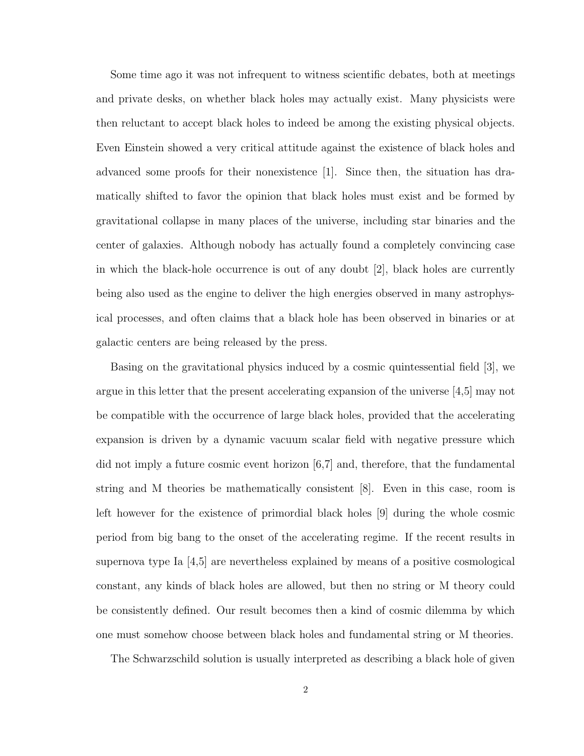Some time ago it was not infrequent to witness scientific debates, both at meetings and private desks, on whether black holes may actually exist. Many physicists were then reluctant to accept black holes to indeed be among the existing physical objects. Even Einstein showed a very critical attitude against the existence of black holes and advanced some proofs for their nonexistence [1]. Since then, the situation has dramatically shifted to favor the opinion that black holes must exist and be formed by gravitational collapse in many places of the universe, including star binaries and the center of galaxies. Although nobody has actually found a completely convincing case in which the black-hole occurrence is out of any doubt [2], black holes are currently being also used as the engine to deliver the high energies observed in many astrophysical processes, and often claims that a black hole has been observed in binaries or at galactic centers are being released by the press.

Basing on the gravitational physics induced by a cosmic quintessential field [3], we argue in this letter that the present accelerating expansion of the universe [4,5] may not be compatible with the occurrence of large black holes, provided that the accelerating expansion is driven by a dynamic vacuum scalar field with negative pressure which did not imply a future cosmic event horizon [6,7] and, therefore, that the fundamental string and M theories be mathematically consistent [8]. Even in this case, room is left however for the existence of primordial black holes [9] during the whole cosmic period from big bang to the onset of the accelerating regime. If the recent results in supernova type Ia [4,5] are nevertheless explained by means of a positive cosmological constant, any kinds of black holes are allowed, but then no string or M theory could be consistently defined. Our result becomes then a kind of cosmic dilemma by which one must somehow choose between black holes and fundamental string or M theories.

The Schwarzschild solution is usually interpreted as describing a black hole of given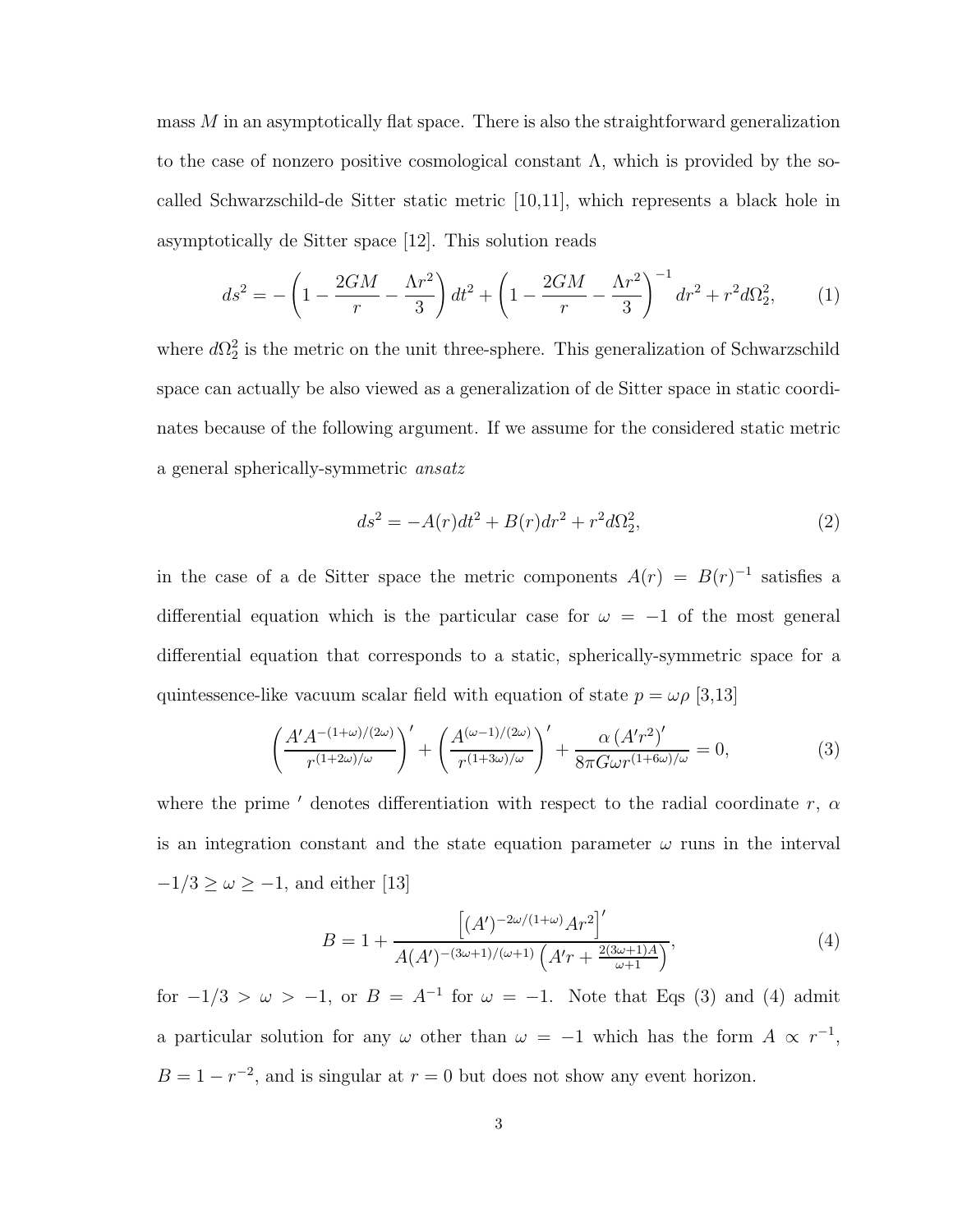mass $M$ in an asymptotically flat space. There is also the straightforward generalization to the case of nonzero positive cosmological constant $\Lambda$, which is provided by the so-called Schwarzschild-de Sitter static metric [10,11], which represents a black hole in asymptotically de Sitter space [12]. This solution reads

$$ds^2 = -\left(1 - \frac{2GM}{r} - \frac{\Lambda r^2}{3}\right) dt^2 + \left(1 - \frac{2GM}{r} - \frac{\Lambda r^2}{3}\right)^{-1} dr^2 + r^2 d\Omega_2^2, \qquad (1)$$

where $d\Omega_2^2$ is the metric on the unit three-sphere. This generalization of Schwarzschild space can actually be also viewed as a generalization of de Sitter space in static coordinates because of the following argument. If we assume for the considered static metric a general spherically-symmetric *ansatz*

$$ds^2 = -A(r)dt^2 + B(r)dr^2 + r^2 d\Omega_2^2, \qquad (2)$$

in the case of a de Sitter space the metric components $A(r) = B(r)^{-1}$ satisfies a differential equation which is the particular case for $\omega = -1$ of the most general differential equation that corresponds to a static, spherically-symmetric space for a quintessence-like vacuum scalar field with equation of state $p = \omega\rho$ [3,13]

$$\left(\frac{A' A^{-(1+\omega)/(2\omega)}}{r^{(1+2\omega)/\omega}}\right)' + \left(\frac{A^{(\omega-1)/(2\omega)}}{r^{(1+3\omega)/\omega}}\right)' + \frac{\alpha\left(A' r^2\right)'}{8\pi G\omega r^{(1+6\omega)/\omega}} = 0, \qquad (3)$$

where the prime $'$ denotes differentiation with respect to the radial coordinate $r$, $\alpha$ is an integration constant and the state equation parameter $\omega$ runs in the interval $-1/3 \geq \omega \geq -1$, and either [13]

$$B = 1 + \frac{\left[(A')^{-2\omega/(1+\omega)} A r^2\right]'}{A(A')^{-(3\omega+1)/(\omega+1)}\left(A' r + \frac{2(3\omega+1)A}{\omega+1}\right)}, \qquad (4)$$

for $-1/3 > \omega > -1$, or $B = A^{-1}$ for $\omega = -1$. Note that Eqs (3) and (4) admit a particular solution for any $\omega$ other than $\omega = -1$ which has the form $A \propto r^{-1}$, $B = 1 - r^{-2}$, and is singular at $r = 0$ but does not show any event horizon.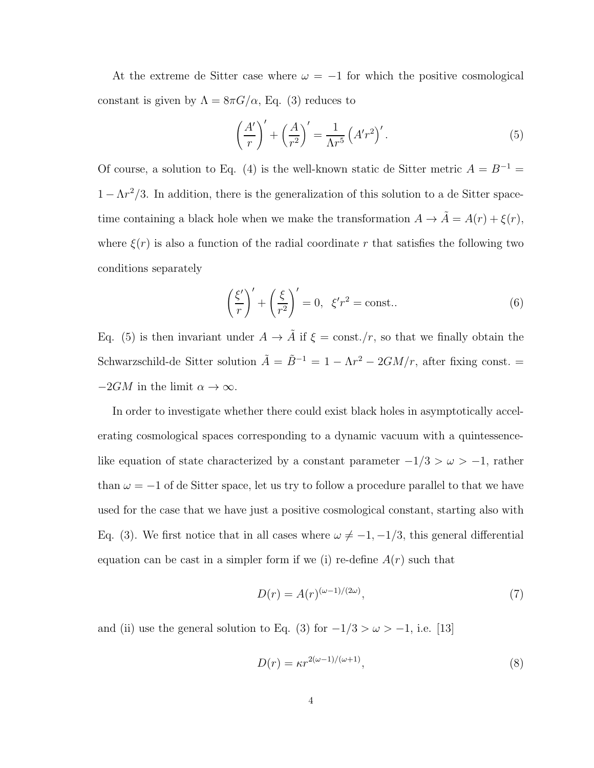At the extreme de Sitter case where $\omega = -1$ for which the positive cosmological constant is given by $\Lambda = 8\pi G/\alpha$, Eq. (3) reduces to

$$\left(\frac{A'}{r}\right)' + \left(\frac{A}{r^2}\right)' = \frac{1}{\Lambda r^5}\left(A'r^2\right)'. \tag{5}$$

Of course, a solution to Eq. (4) is the well-known static de Sitter metric $A = B^{-1} = 1 - \Lambda r^2/3$. In addition, there is the generalization of this solution to a de Sitter spacetime containing a black hole when we make the transformation $A \to \tilde{A} = A(r) + \xi(r)$, where $\xi(r)$ is also a function of the radial coordinate $r$ that satisfies the following two conditions separately

$$\left(\frac{\xi'}{r}\right)' + \left(\frac{\xi}{r^2}\right)' = 0, \quad \xi' r^2 = \text{const.}. \tag{6}$$

Eq. (5) is then invariant under $A \to \tilde{A}$ if $\xi = \text{const.}/r$, so that we finally obtain the Schwarzschild-de Sitter solution $\tilde{A} = \tilde{B}^{-1} = 1 - \Lambda r^2 - 2GM/r$, after fixing const. $= -2GM$ in the limit $\alpha \to \infty$.

In order to investigate whether there could exist black holes in asymptotically accelerating cosmological spaces corresponding to a dynamic vacuum with a quintessence-like equation of state characterized by a constant parameter $-1/3 > \omega > -1$, rather than $\omega = -1$ of de Sitter space, let us try to follow a procedure parallel to that we have used for the case that we have just a positive cosmological constant, starting also with Eq. (3). We first notice that in all cases where $\omega \neq -1, -1/3$, this general differential equation can be cast in a simpler form if we (i) re-define $A(r)$ such that

$$D(r) = A(r)^{(\omega-1)/(2\omega)}, \tag{7}$$

and (ii) use the general solution to Eq. (3) for $-1/3 > \omega > -1$, i.e. [13]

$$D(r) = \kappa r^{2(\omega-1)/(\omega+1)}, \tag{8}$$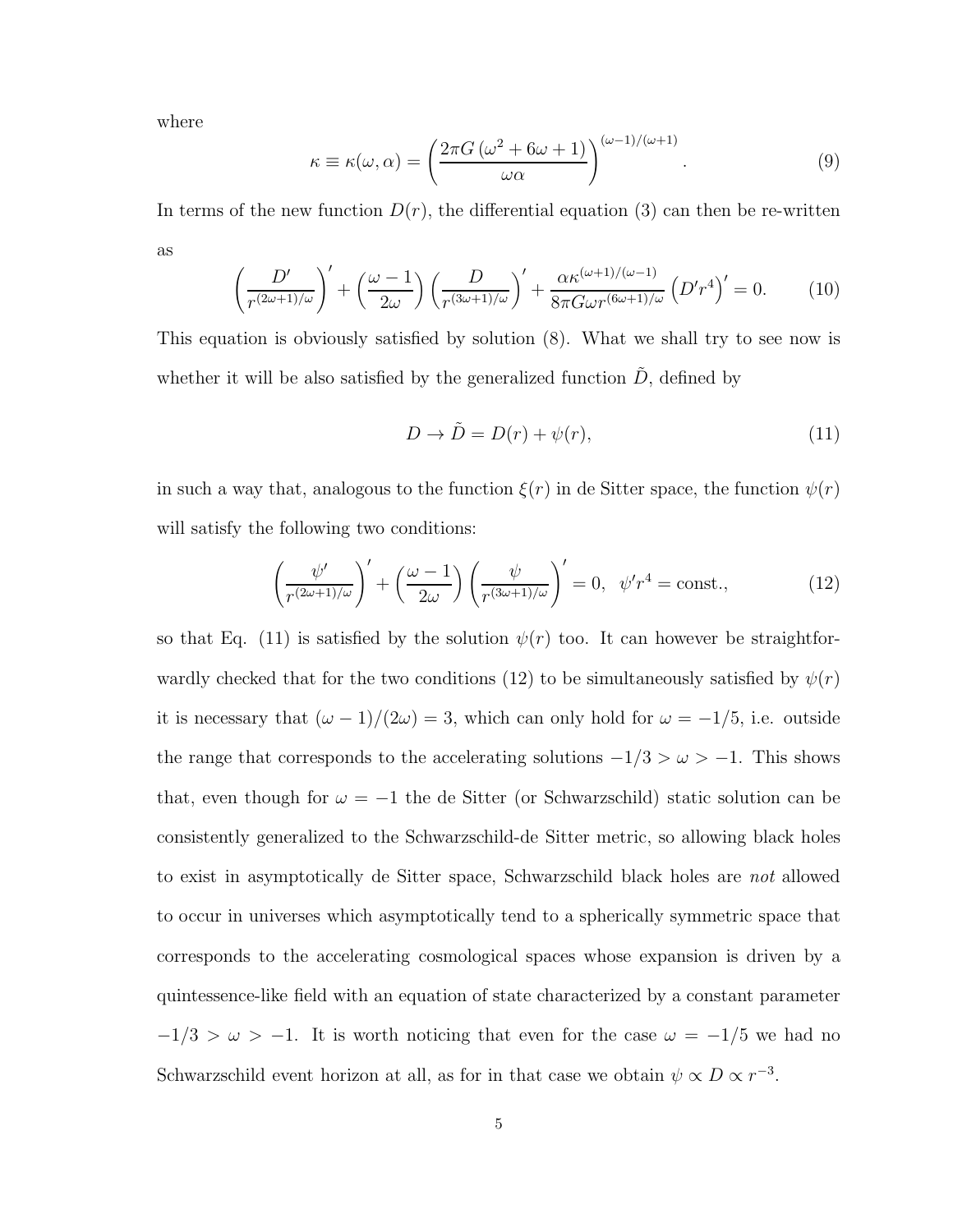where

$$\kappa \equiv \kappa(\omega, \alpha) = \left( \frac{2\pi G \left(\omega^2 + 6\omega + 1\right)}{\omega \alpha} \right)^{(\omega-1)/(\omega+1)}. \tag{9}$$

In terms of the new function $D(r)$, the differential equation (3) can then be re-written as

$$\left( \frac{D'}{r^{(2\omega+1)/\omega}} \right)' + \left( \frac{\omega - 1}{2\omega} \right) \left( \frac{D}{r^{(3\omega+1)/\omega}} \right)' + \frac{\alpha \kappa^{(\omega+1)/(\omega-1)}}{8\pi G \omega r^{(6\omega+1)/\omega}} \left( D' r^4 \right)' = 0. \tag{10}$$

This equation is obviously satisfied by solution (8). What we shall try to see now is whether it will be also satisfied by the generalized function $\tilde{D}$, defined by

$$D \to \tilde{D} = D(r) + \psi(r), \tag{11}$$

in such a way that, analogous to the function $\xi(r)$ in de Sitter space, the function $\psi(r)$ will satisfy the following two conditions:

$$\left( \frac{\psi'}{r^{(2\omega+1)/\omega}} \right)' + \left( \frac{\omega - 1}{2\omega} \right) \left( \frac{\psi}{r^{(3\omega+1)/\omega}} \right)' = 0, \quad \psi' r^4 = \text{const.}, \tag{12}$$

so that Eq. (11) is satisfied by the solution $\psi(r)$ too. It can however be straightforwardly checked that for the two conditions (12) to be simultaneously satisfied by $\psi(r)$ it is necessary that $(\omega - 1)/(2\omega) = 3$, which can only hold for $\omega = -1/5$, i.e. outside the range that corresponds to the accelerating solutions $-1/3 > \omega > -1$. This shows that, even though for $\omega = -1$ the de Sitter (or Schwarzschild) static solution can be consistently generalized to the Schwarzschild-de Sitter metric, so allowing black holes to exist in asymptotically de Sitter space, Schwarzschild black holes are *not* allowed to occur in universes which asymptotically tend to a spherically symmetric space that corresponds to the accelerating cosmological spaces whose expansion is driven by a quintessence-like field with an equation of state characterized by a constant parameter $-1/3 > \omega > -1$. It is worth noticing that even for the case $\omega = -1/5$ we had no Schwarzschild event horizon at all, as for in that case we obtain $\psi \propto D \propto r^{-3}$.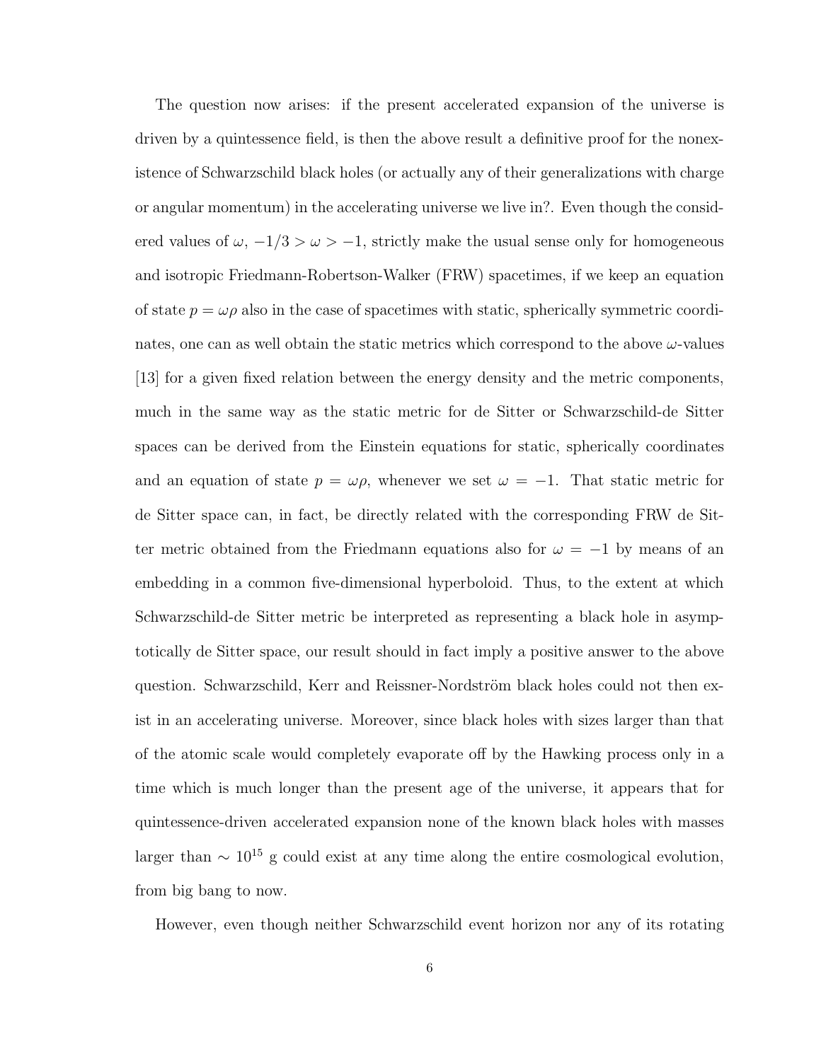The question now arises: if the present accelerated expansion of the universe is driven by a quintessence field, is then the above result a definitive proof for the nonexistence of Schwarzschild black holes (or actually any of their generalizations with charge or angular momentum) in the accelerating universe we live in?. Even though the considered values of $\omega$, $-1/3 > \omega > -1$, strictly make the usual sense only for homogeneous and isotropic Friedmann-Robertson-Walker (FRW) spacetimes, if we keep an equation of state $p = \omega\rho$ also in the case of spacetimes with static, spherically symmetric coordinates, one can as well obtain the static metrics which correspond to the above $\omega$-values [13] for a given fixed relation between the energy density and the metric components, much in the same way as the static metric for de Sitter or Schwarzschild-de Sitter spaces can be derived from the Einstein equations for static, spherically coordinates and an equation of state $p = \omega\rho$, whenever we set $\omega = -1$. That static metric for de Sitter space can, in fact, be directly related with the corresponding FRW de Sitter metric obtained from the Friedmann equations also for $\omega = -1$ by means of an embedding in a common five-dimensional hyperboloid. Thus, to the extent at which Schwarzschild-de Sitter metric be interpreted as representing a black hole in asymptotically de Sitter space, our result should in fact imply a positive answer to the above question. Schwarzschild, Kerr and Reissner-Nordström black holes could not then exist in an accelerating universe. Moreover, since black holes with sizes larger than that of the atomic scale would completely evaporate off by the Hawking process only in a time which is much longer than the present age of the universe, it appears that for quintessence-driven accelerated expansion none of the known black holes with masses larger than $\sim 10^{15}$ g could exist at any time along the entire cosmological evolution, from big bang to now.

However, even though neither Schwarzschild event horizon nor any of its rotating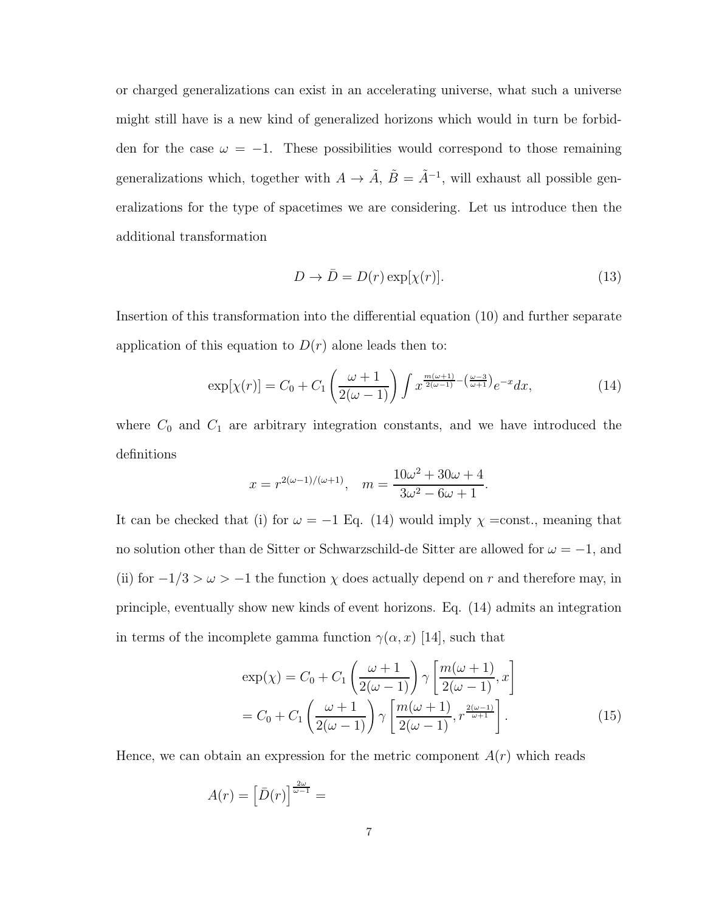or charged generalizations can exist in an accelerating universe, what such a universe might still have is a new kind of generalized horizons which would in turn be forbidden for the case $\omega = -1$. These possibilities would correspond to those remaining generalizations which, together with $A \to \tilde{A}$, $\tilde{B} = \tilde{A}^{-1}$, will exhaust all possible generalizations for the type of spacetimes we are considering. Let us introduce then the additional transformation

$$D \to \bar{D} = D(r) \exp[\chi(r)]. \tag{13}$$

Insertion of this transformation into the differential equation (10) and further separate application of this equation to $D(r)$ alone leads then to:

$$\exp[\chi(r)] = C_0 + C_1 \left( \frac{\omega + 1}{2(\omega - 1)} \right) \int x^{\frac{m(\omega+1)}{2(\omega-1)} - \left(\frac{\omega-3}{\omega+1}\right)} e^{-x} dx, \tag{14}$$

where $C_0$ and $C_1$ are arbitrary integration constants, and we have introduced the definitions

$$x = r^{2(\omega-1)/(\omega+1)}, \quad m = \frac{10\omega^2 + 30\omega + 4}{3\omega^2 - 6\omega + 1}.$$

It can be checked that (i) for $\omega = -1$ Eq. (14) would imply $\chi$ =const., meaning that no solution other than de Sitter or Schwarzschild-de Sitter are allowed for $\omega = -1$, and (ii) for $-1/3 > \omega > -1$ the function $\chi$ does actually depend on $r$ and therefore may, in principle, eventually show new kinds of event horizons. Eq. (14) admits an integration in terms of the incomplete gamma function $\gamma(\alpha, x)$ [14], such that

$$\begin{aligned} \exp(\chi) &= C_0 + C_1 \left( \frac{\omega + 1}{2(\omega - 1)} \right) \gamma \left[ \frac{m(\omega + 1)}{2(\omega - 1)}, x \right] \\ &= C_0 + C_1 \left( \frac{\omega + 1}{2(\omega - 1)} \right) \gamma \left[ \frac{m(\omega + 1)}{2(\omega - 1)}, r^{\frac{2(\omega-1)}{\omega+1}} \right]. \end{aligned} \tag{15}$$

Hence, we can obtain an expression for the metric component $A(r)$ which reads

$$A(r) = \left[ \bar{D}(r) \right]^{\frac{2\omega}{\omega-1}} =$$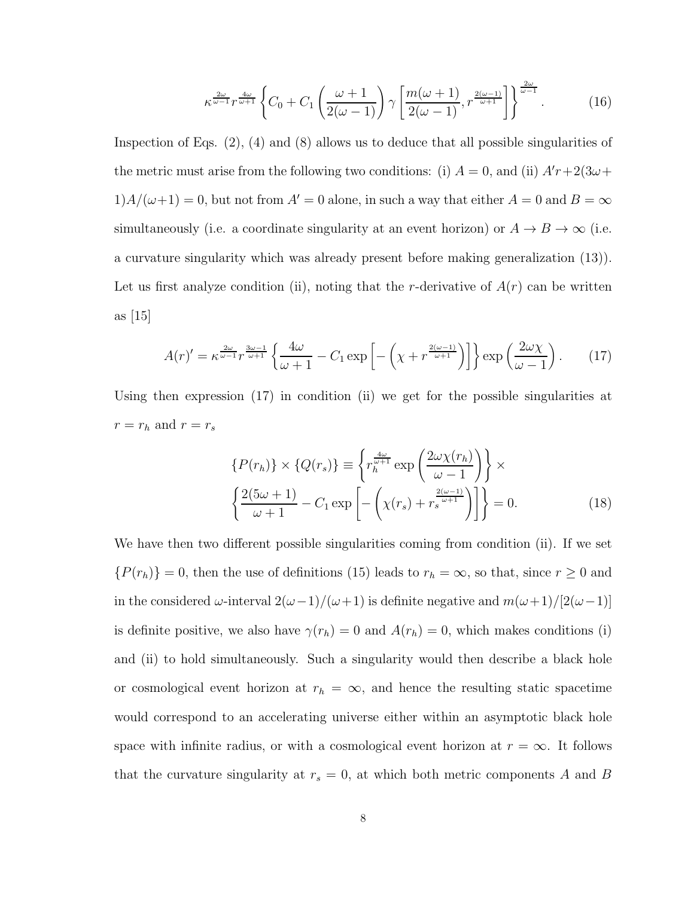$$\kappa^{\frac{2\omega}{\omega-1}} r^{\frac{4\omega}{\omega+1}} \left\{ C_0 + C_1 \left( \frac{\omega+1}{2(\omega-1)} \right) \gamma \left[ \frac{m(\omega+1)}{2(\omega-1)}, r^{\frac{2(\omega-1)}{\omega+1}} \right] \right\}^{\frac{2\omega}{\omega-1}}. \tag{16}$$

Inspection of Eqs. (2), (4) and (8) allows us to deduce that all possible singularities of the metric must arise from the following two conditions: (i) $A = 0$, and (ii) $A'r + 2(3\omega + 1)A/(\omega+1) = 0$, but not from $A' = 0$ alone, in such a way that either $A = 0$ and $B = \infty$ simultaneously (i.e. a coordinate singularity at an event horizon) or $A \to B \to \infty$ (i.e. a curvature singularity which was already present before making generalization (13)). Let us first analyze condition (ii), noting that the $r$-derivative of $A(r)$ can be written as [15]

$$A(r)' = \kappa^{\frac{2\omega}{\omega-1}} r^{\frac{3\omega-1}{\omega+1}} \left\{ \frac{4\omega}{\omega+1} - C_1 \exp\left[ -\left( \chi + r^{\frac{2(\omega-1)}{\omega+1}} \right) \right] \right\} \exp\left( \frac{2\omega\chi}{\omega-1} \right). \tag{17}$$

Using then expression (17) in condition (ii) we get for the possible singularities at $r = r_h$ and $r = r_s$

$$\{P(r_h)\} \times \{Q(r_s)\} \equiv \left\{ r_h^{\frac{4\omega}{\omega+1}} \exp\left( \frac{2\omega\chi(r_h)}{\omega-1} \right) \right\} \times$$
$$\left\{ \frac{2(5\omega+1)}{\omega+1} - C_1 \exp\left[ -\left( \chi(r_s) + r_s^{\frac{2(\omega-1)}{\omega+1}} \right) \right] \right\} = 0. \tag{18}$$

We have then two different possible singularities coming from condition (ii). If we set $\{P(r_h)\} = 0$, then the use of definitions (15) leads to $r_h = \infty$, so that, since $r \geq 0$ and in the considered $\omega$-interval $2(\omega-1)/(\omega+1)$ is definite negative and $m(\omega+1)/[2(\omega-1)]$ is definite positive, we also have $\gamma(r_h) = 0$ and $A(r_h) = 0$, which makes conditions (i) and (ii) to hold simultaneously. Such a singularity would then describe a black hole or cosmological event horizon at $r_h = \infty$, and hence the resulting static spacetime would correspond to an accelerating universe either within an asymptotic black hole space with infinite radius, or with a cosmological event horizon at $r = \infty$. It follows that the curvature singularity at $r_s = 0$, at which both metric components $A$ and $B$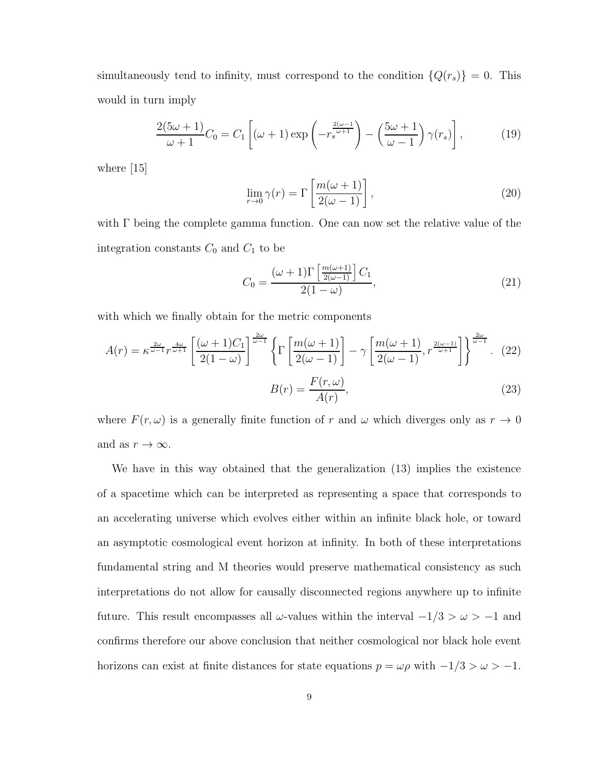simultaneously tend to infinity, must correspond to the condition $\{Q(r_s)\} = 0$. This would in turn imply

$$\frac{2(5\omega+1)}{\omega+1}C_0 = C_1\left[(\omega+1)\exp\left(-r_s^{\frac{2(\omega-1)}{\omega+1}}\right) - \left(\frac{5\omega+1}{\omega-1}\right)\gamma(r_s)\right], \tag{19}$$

where [15]

$$\lim_{r\to 0}\gamma(r) = \Gamma\left[\frac{m(\omega+1)}{2(\omega-1)}\right], \tag{20}$$

with $\Gamma$ being the complete gamma function. One can now set the relative value of the integration constants $C_0$ and $C_1$ to be

$$C_0 = \frac{(\omega+1)\Gamma\left[\frac{m(\omega+1)}{2(\omega-1)}\right]C_1}{2(1-\omega)}, \tag{21}$$

with which we finally obtain for the metric components

$$A(r) = \kappa^{\frac{2\omega}{\omega-1}} r^{\frac{4\omega}{\omega+1}}\left[\frac{(\omega+1)C_1}{2(1-\omega)}\right]^{\frac{2\omega}{\omega-1}}\left\{\Gamma\left[\frac{m(\omega+1)}{2(\omega-1)}\right] - \gamma\left[\frac{m(\omega+1)}{2(\omega-1)}, r^{\frac{2(\omega-1)}{\omega+1}}\right]\right\}^{\frac{2\omega}{\omega-1}}. \tag{22}$$

$$B(r) = \frac{F(r,\omega)}{A(r)}, \tag{23}$$

where $F(r,\omega)$ is a generally finite function of $r$ and $\omega$ which diverges only as $r \to 0$ and as $r \to \infty$.

We have in this way obtained that the generalization (13) implies the existence of a spacetime which can be interpreted as representing a space that corresponds to an accelerating universe which evolves either within an infinite black hole, or toward an asymptotic cosmological event horizon at infinity. In both of these interpretations fundamental string and M theories would preserve mathematical consistency as such interpretations do not allow for causally disconnected regions anywhere up to infinite future. This result encompasses all $\omega$-values within the interval $-1/3 > \omega > -1$ and confirms therefore our above conclusion that neither cosmological nor black hole event horizons can exist at finite distances for state equations $p = \omega\rho$ with $-1/3 > \omega > -1$.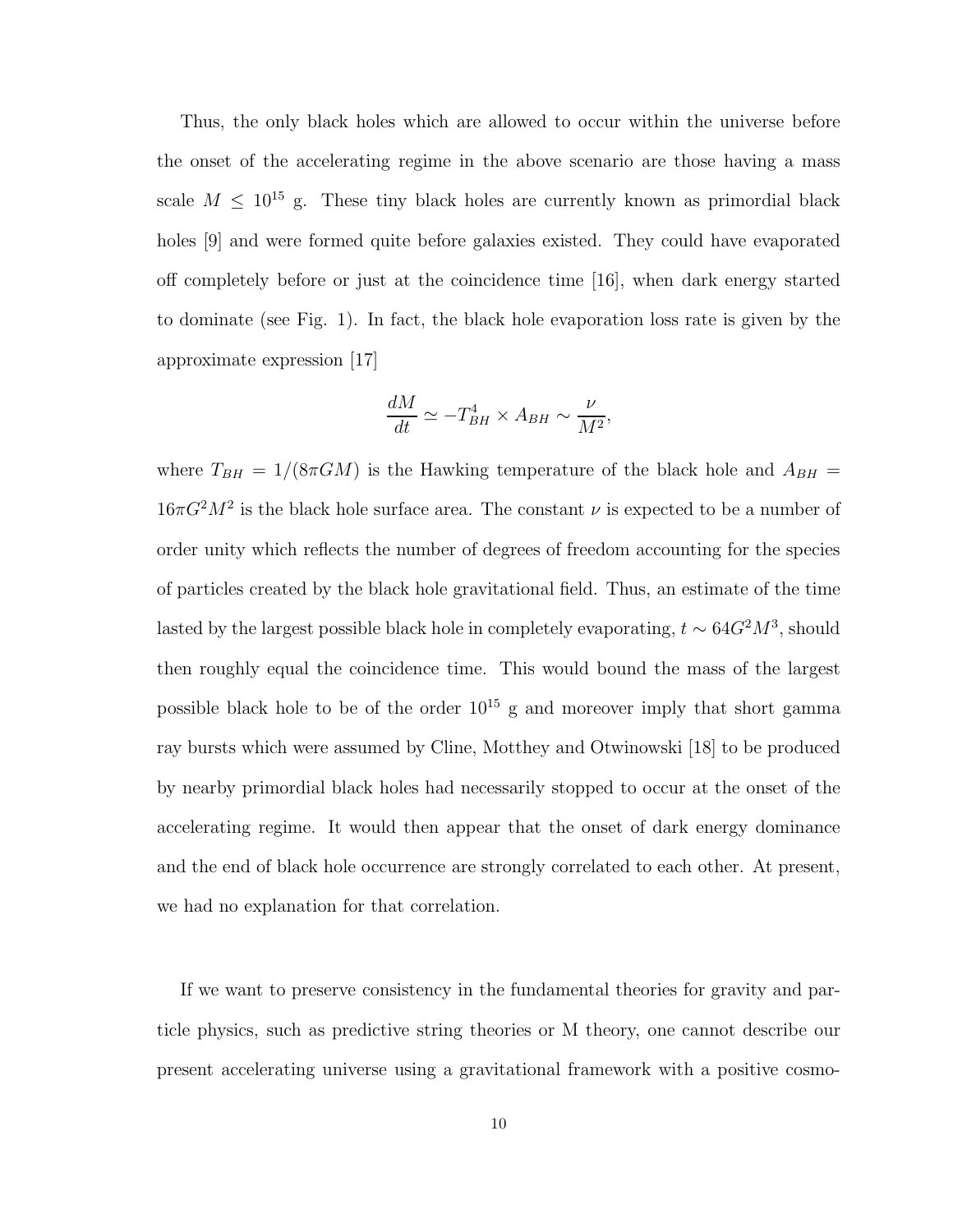Thus, the only black holes which are allowed to occur within the universe before the onset of the accelerating regime in the above scenario are those having a mass scale $M \leq 10^{15}$ g. These tiny black holes are currently known as primordial black holes [9] and were formed quite before galaxies existed. They could have evaporated off completely before or just at the coincidence time [16], when dark energy started to dominate (see Fig. 1). In fact, the black hole evaporation loss rate is given by the approximate expression [17]

$$\frac{dM}{dt} \simeq -T_{BH}^4 \times A_{BH} \sim \frac{\nu}{M^2},$$

where $T_{BH} = 1/(8\pi GM)$ is the Hawking temperature of the black hole and $A_{BH} = 16\pi G^2 M^2$ is the black hole surface area. The constant $\nu$ is expected to be a number of order unity which reflects the number of degrees of freedom accounting for the species of particles created by the black hole gravitational field. Thus, an estimate of the time lasted by the largest possible black hole in completely evaporating, $t \sim 64G^2M^3$, should then roughly equal the coincidence time. This would bound the mass of the largest possible black hole to be of the order $10^{15}$ g and moreover imply that short gamma ray bursts which were assumed by Cline, Motthey and Otwinowski [18] to be produced by nearby primordial black holes had necessarily stopped to occur at the onset of the accelerating regime. It would then appear that the onset of dark energy dominance and the end of black hole occurrence are strongly correlated to each other. At present, we had no explanation for that correlation.

If we want to preserve consistency in the fundamental theories for gravity and particle physics, such as predictive string theories or M theory, one cannot describe our present accelerating universe using a gravitational framework with a positive cosmo-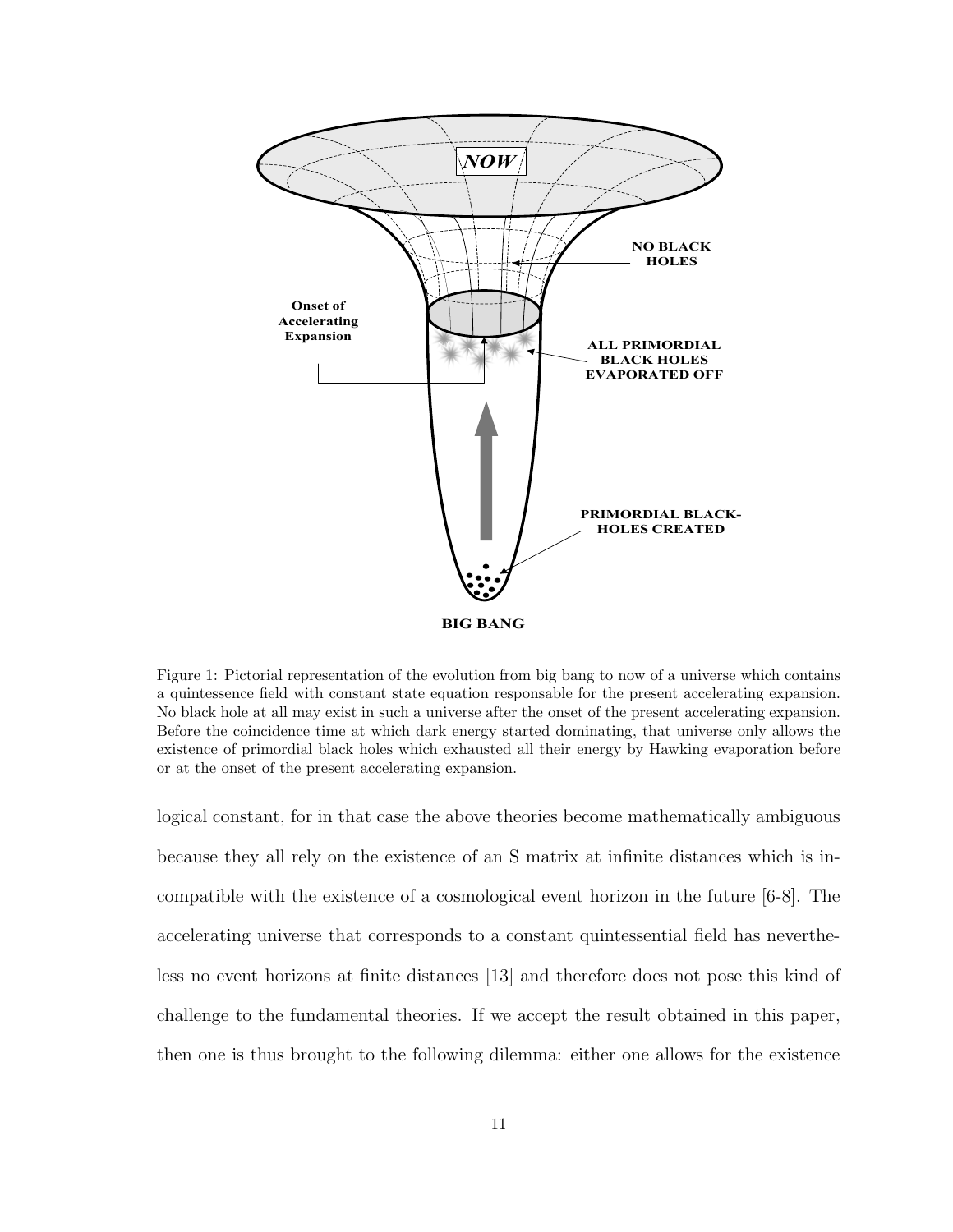Figure 1: Pictorial representation of the evolution from big bang to now of a universe which contains a quintessence field with constant state equation responsable for the present accelerating expansion. No black hole at all may exist in such a universe after the onset of the present accelerating expansion. Before the coincidence time at which dark energy started dominating, that universe only allows the existence of primordial black holes which exhausted all their energy by Hawking evaporation before or at the onset of the present accelerating expansion.

logical constant, for in that case the above theories become mathematically ambiguous because they all rely on the existence of an S matrix at infinite distances which is incompatible with the existence of a cosmological event horizon in the future [6-8]. The accelerating universe that corresponds to a constant quintessential field has nevertheless no event horizons at finite distances [13] and therefore does not pose this kind of challenge to the fundamental theories. If we accept the result obtained in this paper, then one is thus brought to the following dilemma: either one allows for the existence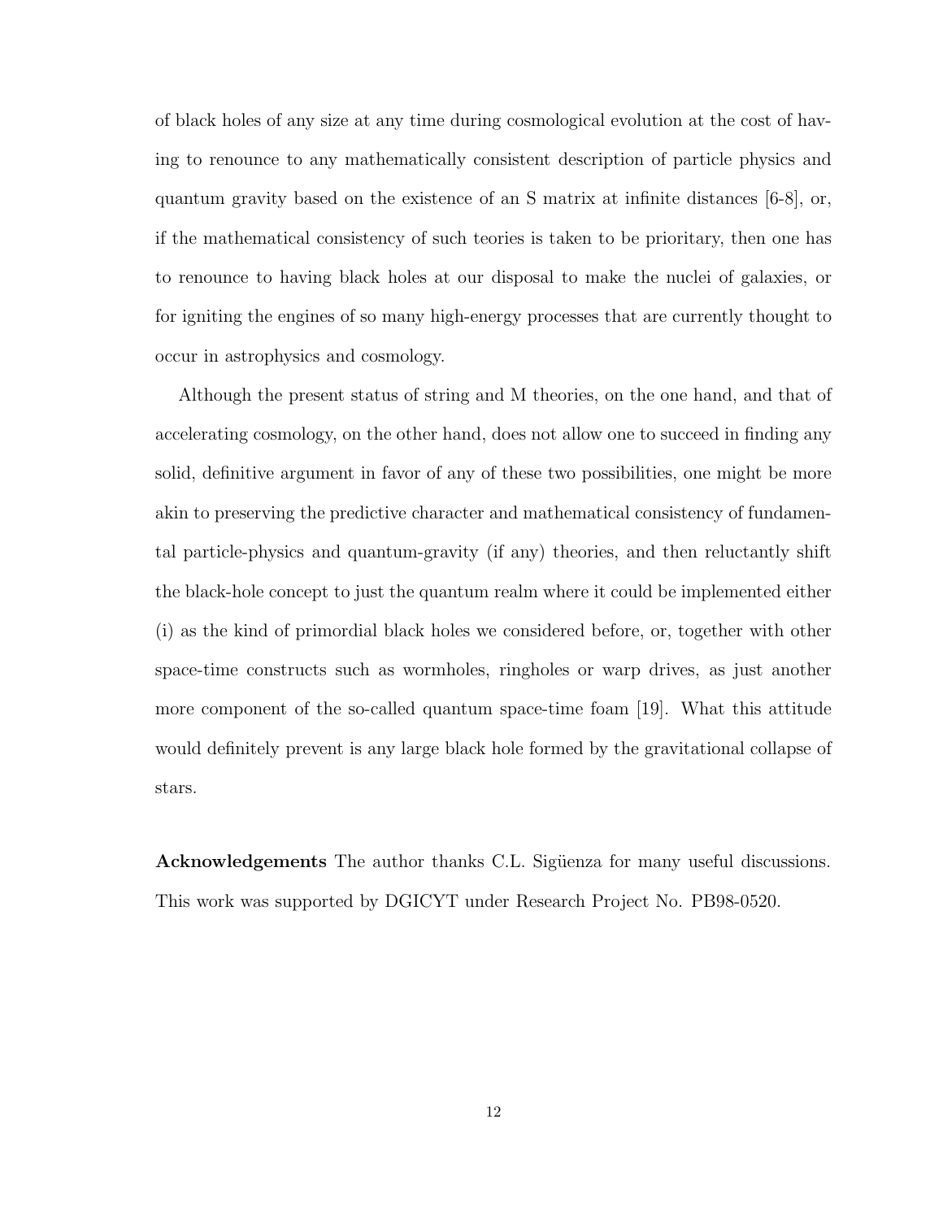of black holes of any size at any time during cosmological evolution at the cost of having to renounce to any mathematically consistent description of particle physics and quantum gravity based on the existence of an S matrix at infinite distances [6-8], or, if the mathematical consistency of such teories is taken to be prioritary, then one has to renounce to having black holes at our disposal to make the nuclei of galaxies, or for igniting the engines of so many high-energy processes that are currently thought to occur in astrophysics and cosmology.

Although the present status of string and M theories, on the one hand, and that of accelerating cosmology, on the other hand, does not allow one to succeed in finding any solid, definitive argument in favor of any of these two possibilities, one might be more akin to preserving the predictive character and mathematical consistency of fundamental particle-physics and quantum-gravity (if any) theories, and then reluctantly shift the black-hole concept to just the quantum realm where it could be implemented either (i) as the kind of primordial black holes we considered before, or, together with other space-time constructs such as wormholes, ringholes or warp drives, as just another more component of the so-called quantum space-time foam [19]. What this attitude would definitely prevent is any large black hole formed by the gravitational collapse of stars.

**Acknowledgements** The author thanks C.L. Sigüenza for many useful discussions. This work was supported by DGICYT under Research Project No. PB98-0520.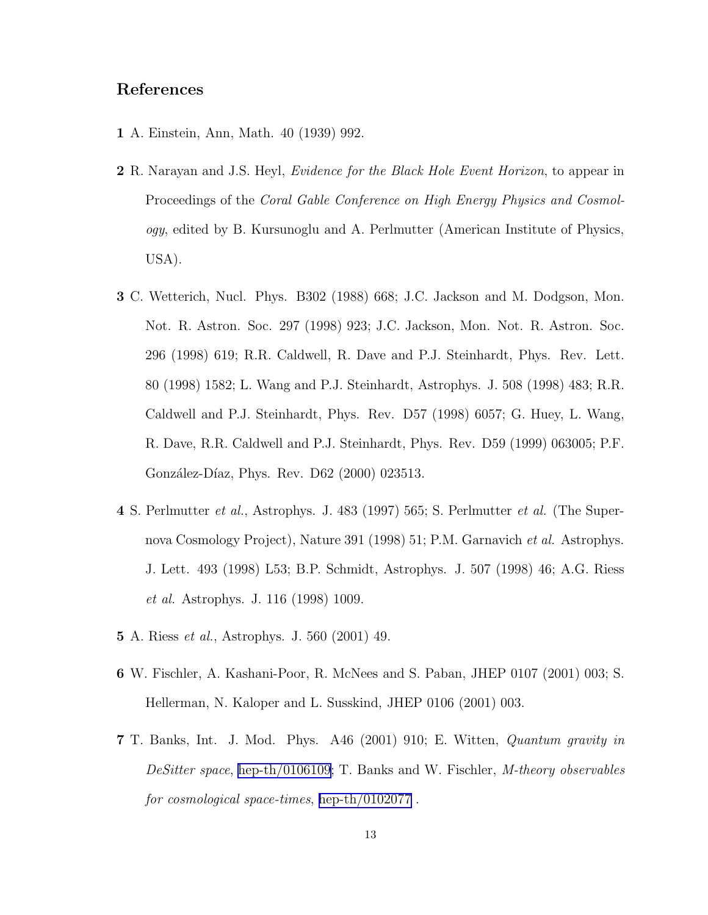## References

**1** A. Einstein, Ann, Math. 40 (1939) 992.

**2** R. Narayan and J.S. Heyl, *Evidence for the Black Hole Event Horizon*, to appear in Proceedings of the *Coral Gable Conference on High Energy Physics and Cosmology*, edited by B. Kursunoglu and A. Perlmutter (American Institute of Physics, USA).

**3** C. Wetterich, Nucl. Phys. B302 (1988) 668; J.C. Jackson and M. Dodgson, Mon. Not. R. Astron. Soc. 297 (1998) 923; J.C. Jackson, Mon. Not. R. Astron. Soc. 296 (1998) 619; R.R. Caldwell, R. Dave and P.J. Steinhardt, Phys. Rev. Lett. 80 (1998) 1582; L. Wang and P.J. Steinhardt, Astrophys. J. 508 (1998) 483; R.R. Caldwell and P.J. Steinhardt, Phys. Rev. D57 (1998) 6057; G. Huey, L. Wang, R. Dave, R.R. Caldwell and P.J. Steinhardt, Phys. Rev. D59 (1999) 063005; P.F. González-Díaz, Phys. Rev. D62 (2000) 023513.

**4** S. Perlmutter *et al.*, Astrophys. J. 483 (1997) 565; S. Perlmutter *et al.* (The Supernova Cosmology Project), Nature 391 (1998) 51; P.M. Garnavich *et al.* Astrophys. J. Lett. 493 (1998) L53; B.P. Schmidt, Astrophys. J. 507 (1998) 46; A.G. Riess *et al.* Astrophys. J. 116 (1998) 1009.

**5** A. Riess *et al.*, Astrophys. J. 560 (2001) 49.

**6** W. Fischler, A. Kashani-Poor, R. McNees and S. Paban, JHEP 0107 (2001) 003; S. Hellerman, N. Kaloper and L. Susskind, JHEP 0106 (2001) 003.

**7** T. Banks, Int. J. Mod. Phys. A46 (2001) 910; E. Witten, *Quantum gravity in DeSitter space*, hep-th/0106109; T. Banks and W. Fischler, *M-theory observables for cosmological space-times*, hep-th/0102077 .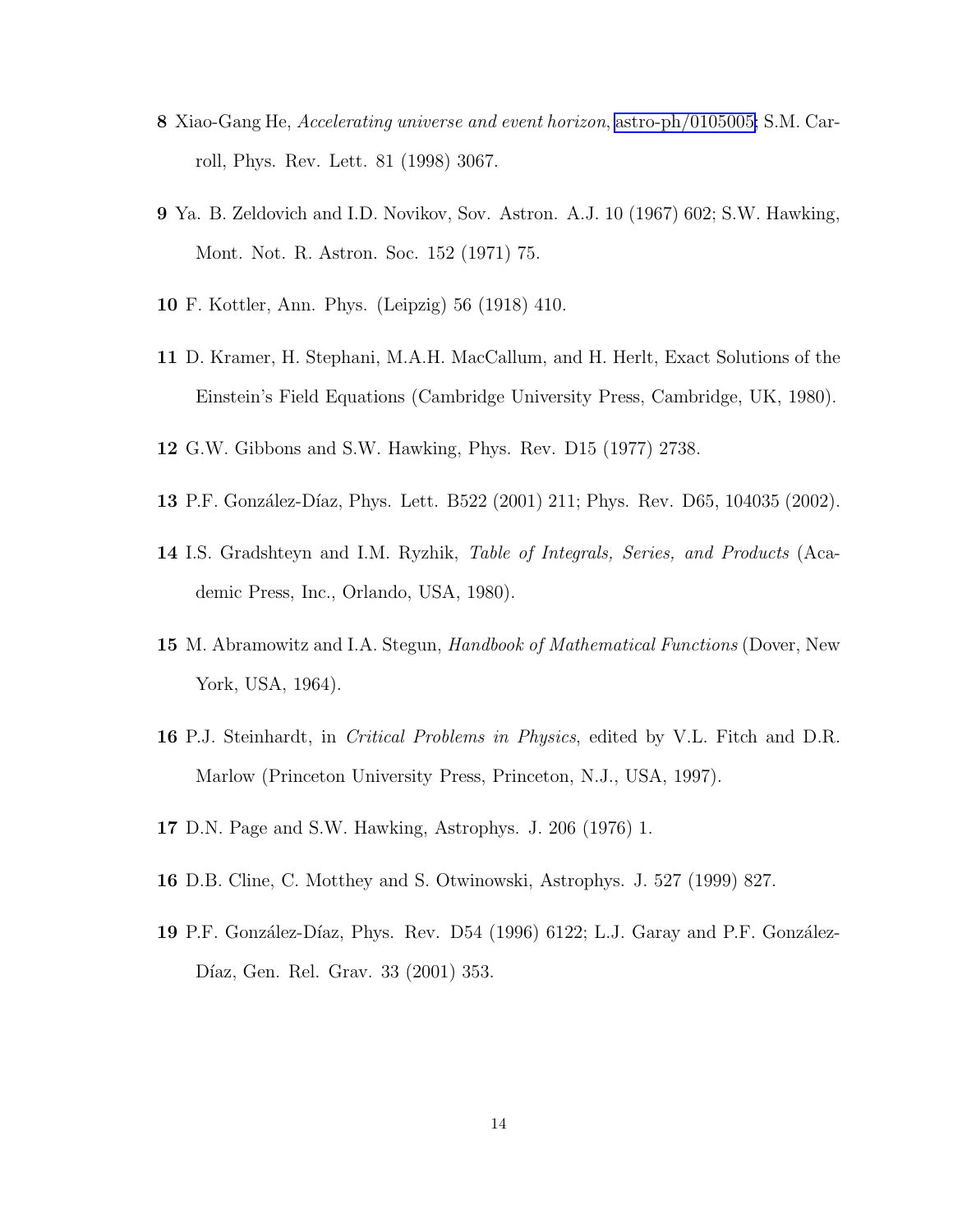**8** Xiao-Gang He, *Accelerating universe and event horizon*, astro-ph/0105005; S.M. Carroll, Phys. Rev. Lett. 81 (1998) 3067.

**9** Ya. B. Zeldovich and I.D. Novikov, Sov. Astron. A.J. 10 (1967) 602; S.W. Hawking, Mont. Not. R. Astron. Soc. 152 (1971) 75.

**10** F. Kottler, Ann. Phys. (Leipzig) 56 (1918) 410.

**11** D. Kramer, H. Stephani, M.A.H. MacCallum, and H. Herlt, Exact Solutions of the Einstein's Field Equations (Cambridge University Press, Cambridge, UK, 1980).

**12** G.W. Gibbons and S.W. Hawking, Phys. Rev. D15 (1977) 2738.

**13** P.F. González-Díaz, Phys. Lett. B522 (2001) 211; Phys. Rev. D65, 104035 (2002).

**14** I.S. Gradshteyn and I.M. Ryzhik, *Table of Integrals, Series, and Products* (Academic Press, Inc., Orlando, USA, 1980).

**15** M. Abramowitz and I.A. Stegun, *Handbook of Mathematical Functions* (Dover, New York, USA, 1964).

**16** P.J. Steinhardt, in *Critical Problems in Physics*, edited by V.L. Fitch and D.R. Marlow (Princeton University Press, Princeton, N.J., USA, 1997).

**17** D.N. Page and S.W. Hawking, Astrophys. J. 206 (1976) 1.

**16** D.B. Cline, C. Motthey and S. Otwinowski, Astrophys. J. 527 (1999) 827.

**19** P.F. González-Díaz, Phys. Rev. D54 (1996) 6122; L.J. Garay and P.F. González-Díaz, Gen. Rel. Grav. 33 (2001) 353.